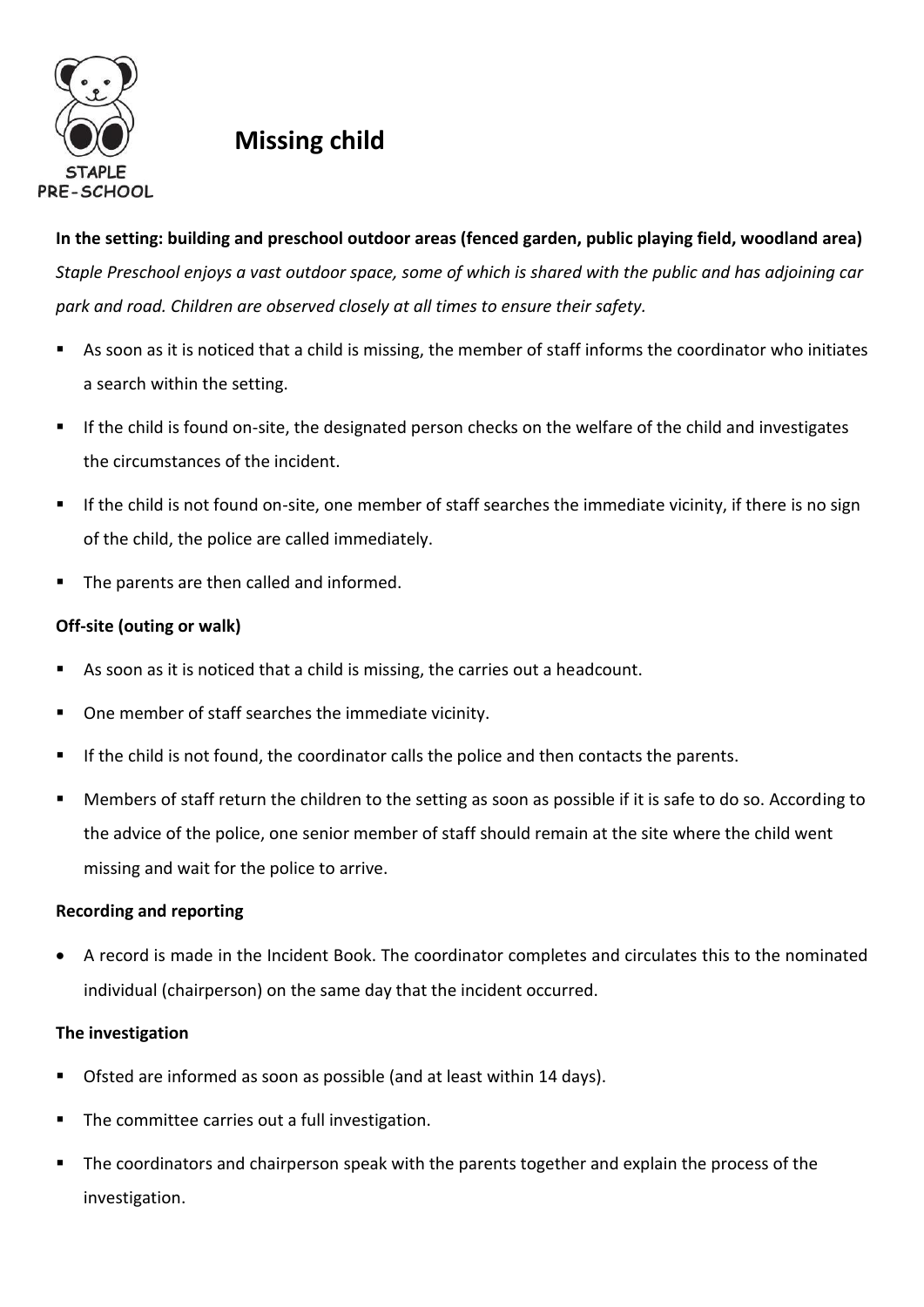# Missing child

**In the setting: building and preschool outdoor areas (fenced garden, public playing field, woodland area)**

*Staple Preschool enjoys a vast outdoor space, some of which is shared with the public and has adjoining car park and road. Children are observed closely at all times to ensure their safety.*

- As soon as it is noticed that a child is missing, the member of staff informs the coordinator who initiates a search within the setting.
- If the child is found on-site, the designated person checks on the welfare of the child and investigates the circumstances of the incident.
- If the child is not found on-site, one member of staff searches the immediate vicinity, if there is no sign of the child, the police are called immediately.
- The parents are then called and informed.

**Off-site (outing or walk)**

- As soon as it is noticed that a child is missing, the carries out a headcount.
- One member of staff searches the immediate vicinity.
- If the child is not found, the coordinator calls the police and then contacts the parents.
- Members of staff return the children to the setting as soon as possible if it is safe to do so. According to the advice of the police, one senior member of staff should remain at the site where the child went missing and wait for the police to arrive.

**Recording and reporting**

- A record is made in the Incident Book. The coordinator completes and circulates this to the nominated individual (chairperson) on the same day that the incident occurred.

**The investigation**

- Ofsted are informed as soon as possible (and at least within 14 days).
- The committee carries out a full investigation.
- The coordinators and chairperson speak with the parents together and explain the process of the investigation.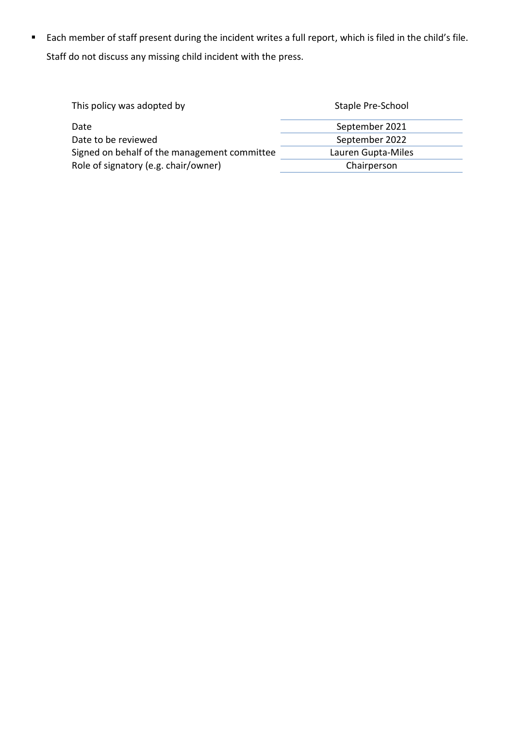- Each member of staff present during the incident writes a full report, which is filed in the child's file.

  Staff do not discuss any missing child incident with the press.

| | |
|---|---|
| This policy was adopted by | Staple Pre-School |
| Date | September 2021 |
| Date to be reviewed | September 2022 |
| Signed on behalf of the management committee | Lauren Gupta-Miles |
| Role of signatory (e.g. chair/owner) | Chairperson |